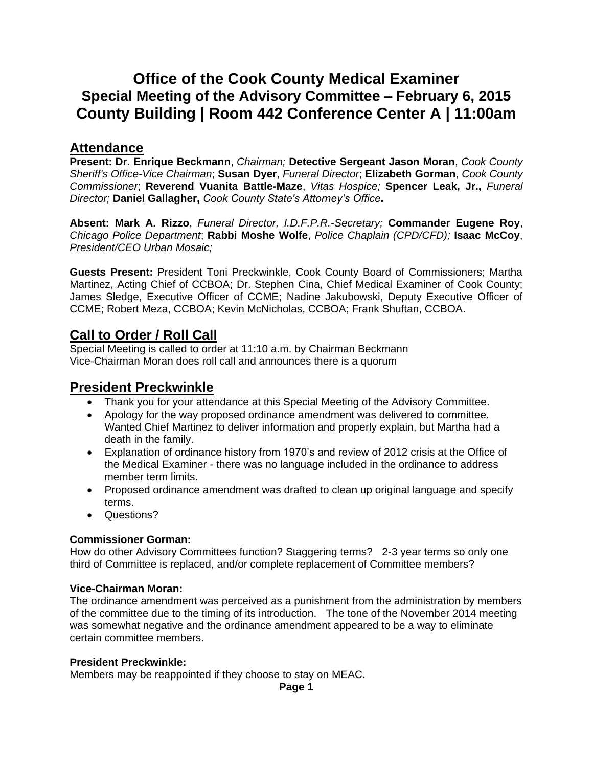# Office of the Cook County Medical Examiner
## Special Meeting of the Advisory Committee – February 6, 2015
## County Building | Room 442 Conference Center A | 11:00am

## Attendance

**Present: Dr. Enrique Beckmann**, *Chairman;* **Detective Sergeant Jason Moran**, *Cook County Sheriff's Office-Vice Chairman*; **Susan Dyer**, *Funeral Director*; **Elizabeth Gorman**, *Cook County Commissioner*; **Reverend Vuanita Battle-Maze**, *Vitas Hospice;* **Spencer Leak, Jr.,** *Funeral Director;* **Daniel Gallagher,** *Cook County State's Attorney's Office***.**

**Absent: Mark A. Rizzo**, *Funeral Director, I.D.F.P.R.-Secretary;* **Commander Eugene Roy**, *Chicago Police Department*; **Rabbi Moshe Wolfe**, *Police Chaplain (CPD/CFD);* **Isaac McCoy**, *President/CEO Urban Mosaic;*

**Guests Present:** President Toni Preckwinkle, Cook County Board of Commissioners; Martha Martinez, Acting Chief of CCBOA; Dr. Stephen Cina, Chief Medical Examiner of Cook County; James Sledge, Executive Officer of CCME; Nadine Jakubowski, Deputy Executive Officer of CCME; Robert Meza, CCBOA; Kevin McNicholas, CCBOA; Frank Shuftan, CCBOA.

## Call to Order / Roll Call

Special Meeting is called to order at 11:10 a.m. by Chairman Beckmann
Vice-Chairman Moran does roll call and announces there is a quorum

## President Preckwinkle

- Thank you for your attendance at this Special Meeting of the Advisory Committee.
- Apology for the way proposed ordinance amendment was delivered to committee. Wanted Chief Martinez to deliver information and properly explain, but Martha had a death in the family.
- Explanation of ordinance history from 1970's and review of 2012 crisis at the Office of the Medical Examiner - there was no language included in the ordinance to address member term limits.
- Proposed ordinance amendment was drafted to clean up original language and specify terms.
- Questions?

**Commissioner Gorman:**
How do other Advisory Committees function? Staggering terms? 2-3 year terms so only one third of Committee is replaced, and/or complete replacement of Committee members?

**Vice-Chairman Moran:**
The ordinance amendment was perceived as a punishment from the administration by members of the committee due to the timing of its introduction. The tone of the November 2014 meeting was somewhat negative and the ordinance amendment appeared to be a way to eliminate certain committee members.

**President Preckwinkle:**
Members may be reappointed if they choose to stay on MEAC.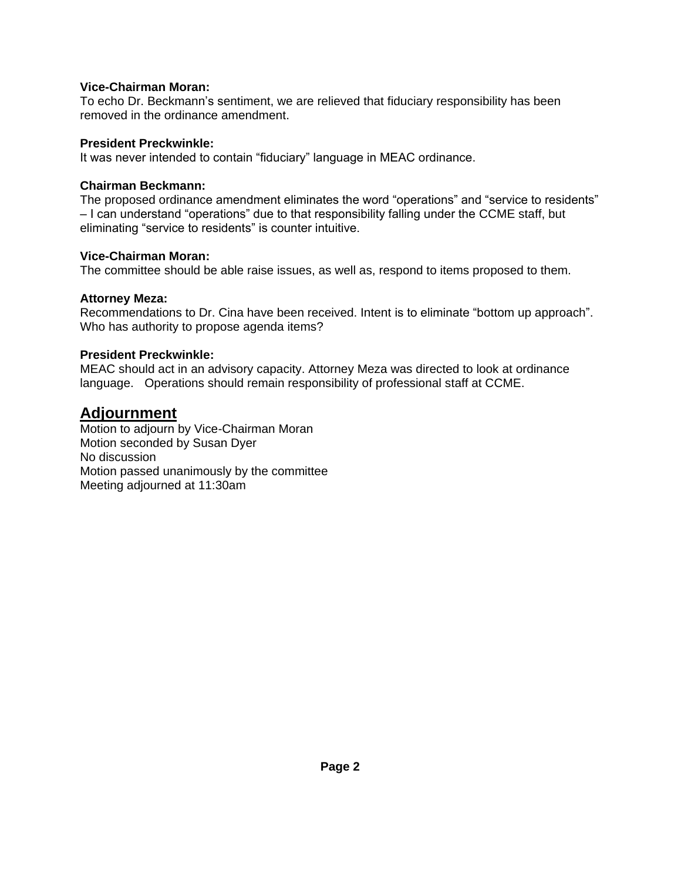**Vice-Chairman Moran:**
To echo Dr. Beckmann's sentiment, we are relieved that fiduciary responsibility has been removed in the ordinance amendment.

**President Preckwinkle:**
It was never intended to contain "fiduciary" language in MEAC ordinance.

**Chairman Beckmann:**
The proposed ordinance amendment eliminates the word "operations" and "service to residents" – I can understand "operations" due to that responsibility falling under the CCME staff, but eliminating "service to residents" is counter intuitive.

**Vice-Chairman Moran:**
The committee should be able raise issues, as well as, respond to items proposed to them.

**Attorney Meza:**
Recommendations to Dr. Cina have been received. Intent is to eliminate "bottom up approach". Who has authority to propose agenda items?

**President Preckwinkle:**
MEAC should act in an advisory capacity. Attorney Meza was directed to look at ordinance language. Operations should remain responsibility of professional staff at CCME.

## Adjournment

Motion to adjourn by Vice-Chairman Moran
Motion seconded by Susan Dyer
No discussion
Motion passed unanimously by the committee
Meeting adjourned at 11:30am